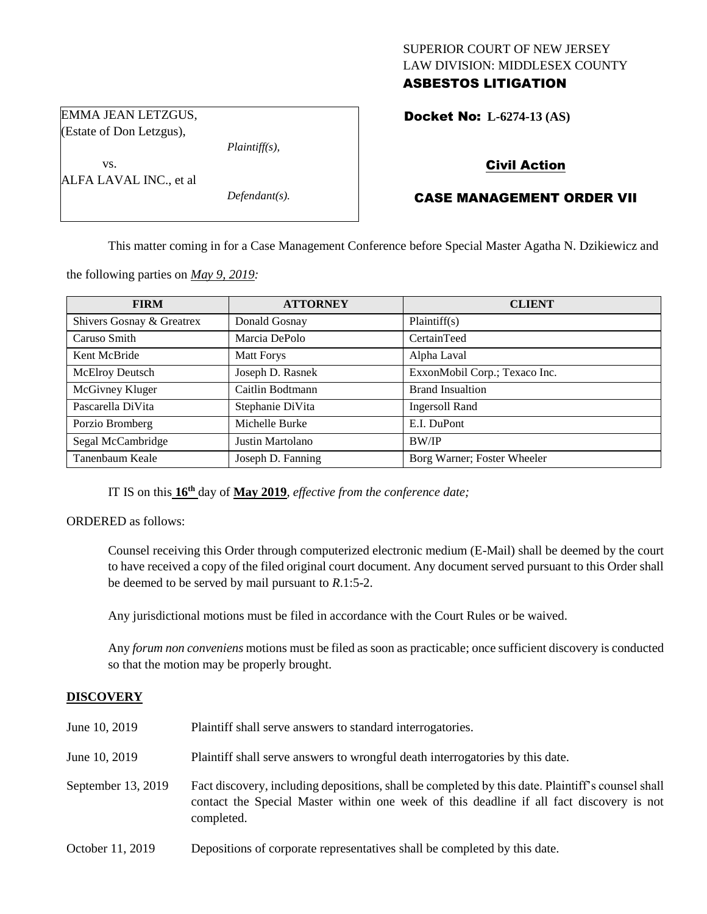SUPERIOR COURT OF NEW JERSEY
LAW DIVISION: MIDDLESEX COUNTY

**ASBESTOS LITIGATION**

EMMA JEAN LETZGUS,
(Estate of Don Letzgus),

*Plaintiff(s),*

vs.

ALFA LAVAL INC., et al

*Defendant(s).*

**Docket No: L-6274-13 (AS)**

**Civil Action**

**CASE MANAGEMENT ORDER VII**

This matter coming in for a Case Management Conference before Special Master Agatha N. Dzikiewicz and the following parties on ***May 9, 2019:***

| FIRM | ATTORNEY | CLIENT |
|---|---|---|
| Shivers Gosnay & Greatrex | Donald Gosnay | Plaintiff(s) |
| Caruso Smith | Marcia DePolo | CertainTeed |
| Kent McBride | Matt Forys | Alpha Laval |
| McElroy Deutsch | Joseph D. Rasnek | ExxonMobil Corp.; Texaco Inc. |
| McGivney Kluger | Caitlin Bodtmann | Brand Insualtion |
| Pascarella DiVita | Stephanie DiVita | Ingersoll Rand |
| Porzio Bromberg | Michelle Burke | E.I. DuPont |
| Segal McCambridge | Justin Martolano | BW/IP |
| Tanenbaum Keale | Joseph D. Fanning | Borg Warner; Foster Wheeler |

IT IS on this **16th** day of **May 2019**, *effective from the conference date;*

ORDERED as follows:

Counsel receiving this Order through computerized electronic medium (E-Mail) shall be deemed by the court to have received a copy of the filed original court document. Any document served pursuant to this Order shall be deemed to be served by mail pursuant to *R*.1:5-2.

Any jurisdictional motions must be filed in accordance with the Court Rules or be waived.

Any *forum non conveniens* motions must be filed as soon as practicable; once sufficient discovery is conducted so that the motion may be properly brought.

**DISCOVERY**

| | |
|---|---|
| June 10, 2019 | Plaintiff shall serve answers to standard interrogatories. |
| June 10, 2019 | Plaintiff shall serve answers to wrongful death interrogatories by this date. |
| September 13, 2019 | Fact discovery, including depositions, shall be completed by this date. Plaintiff's counsel shall contact the Special Master within one week of this deadline if all fact discovery is not completed. |
| October 11, 2019 | Depositions of corporate representatives shall be completed by this date. |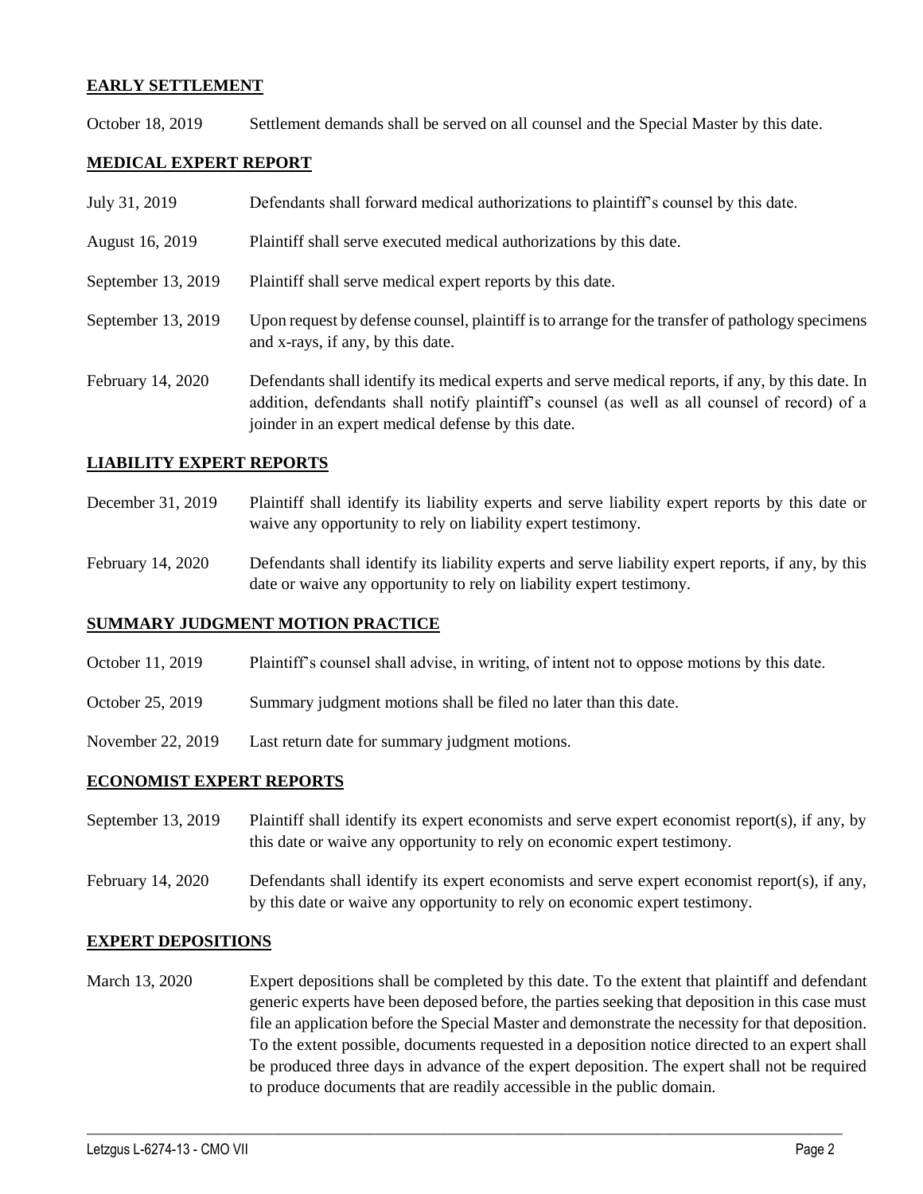## EARLY SETTLEMENT

| | |
|---|---|
| October 18, 2019 | Settlement demands shall be served on all counsel and the Special Master by this date. |

## MEDICAL EXPERT REPORT

| | |
|---|---|
| July 31, 2019 | Defendants shall forward medical authorizations to plaintiff's counsel by this date. |
| August 16, 2019 | Plaintiff shall serve executed medical authorizations by this date. |
| September 13, 2019 | Plaintiff shall serve medical expert reports by this date. |
| September 13, 2019 | Upon request by defense counsel, plaintiff is to arrange for the transfer of pathology specimens and x-rays, if any, by this date. |
| February 14, 2020 | Defendants shall identify its medical experts and serve medical reports, if any, by this date. In addition, defendants shall notify plaintiff's counsel (as well as all counsel of record) of a joinder in an expert medical defense by this date. |

## LIABILITY EXPERT REPORTS

| | |
|---|---|
| December 31, 2019 | Plaintiff shall identify its liability experts and serve liability expert reports by this date or waive any opportunity to rely on liability expert testimony. |
| February 14, 2020 | Defendants shall identify its liability experts and serve liability expert reports, if any, by this date or waive any opportunity to rely on liability expert testimony. |

## SUMMARY JUDGMENT MOTION PRACTICE

| | |
|---|---|
| October 11, 2019 | Plaintiff's counsel shall advise, in writing, of intent not to oppose motions by this date. |
| October 25, 2019 | Summary judgment motions shall be filed no later than this date. |
| November 22, 2019 | Last return date for summary judgment motions. |

## ECONOMIST EXPERT REPORTS

| | |
|---|---|
| September 13, 2019 | Plaintiff shall identify its expert economists and serve expert economist report(s), if any, by this date or waive any opportunity to rely on economic expert testimony. |
| February 14, 2020 | Defendants shall identify its expert economists and serve expert economist report(s), if any, by this date or waive any opportunity to rely on economic expert testimony. |

## EXPERT DEPOSITIONS

| | |
|---|---|
| March 13, 2020 | Expert depositions shall be completed by this date. To the extent that plaintiff and defendant generic experts have been deposed before, the parties seeking that deposition in this case must file an application before the Special Master and demonstrate the necessity for that deposition. To the extent possible, documents requested in a deposition notice directed to an expert shall be produced three days in advance of the expert deposition. The expert shall not be required to produce documents that are readily accessible in the public domain. |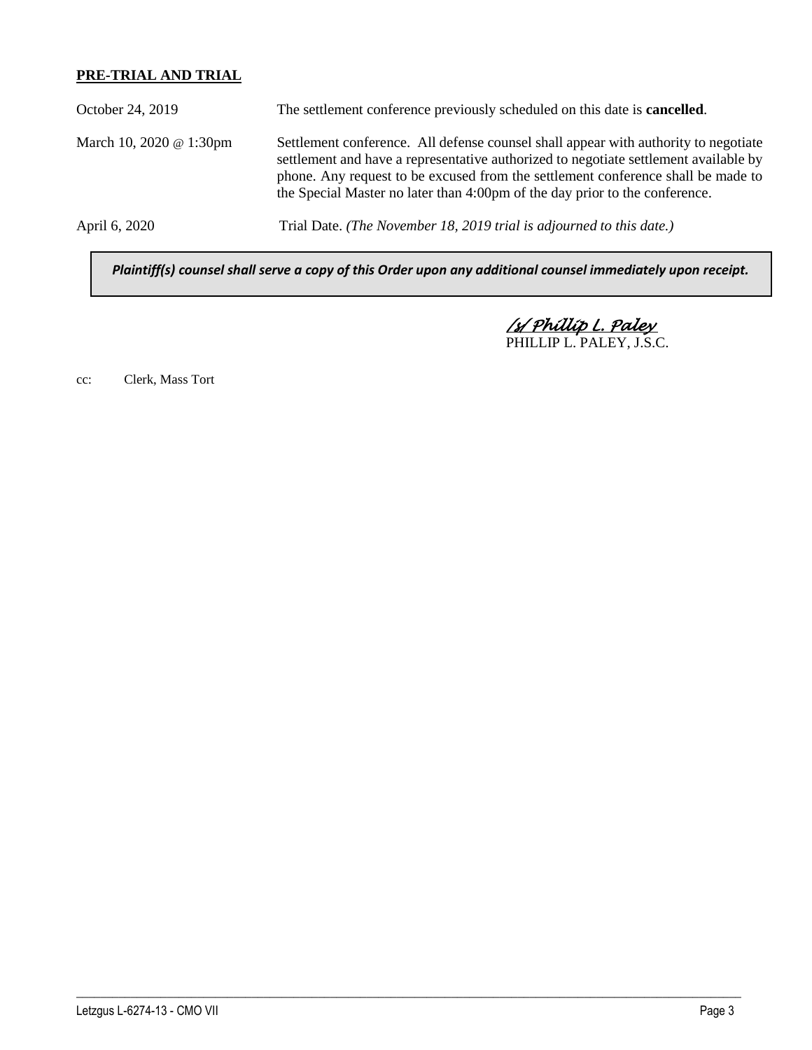**PRE-TRIAL AND TRIAL**

| | |
|---|---|
| October 24, 2019 | The settlement conference previously scheduled on this date is **cancelled**. |
| March 10, 2020 @ 1:30pm | Settlement conference. All defense counsel shall appear with authority to negotiate settlement and have a representative authorized to negotiate settlement available by phone. Any request to be excused from the settlement conference shall be made to the Special Master no later than 4:00pm of the day prior to the conference. |
| April 6, 2020 | Trial Date. *(The November 18, 2019 trial is adjourned to this date.)* |

***Plaintiff(s) counsel shall serve a copy of this Order upon any additional counsel immediately upon receipt.***

*/s/ Phillip L. Paley*
PHILLIP L. PALEY, J.S.C.

cc: Clerk, Mass Tort